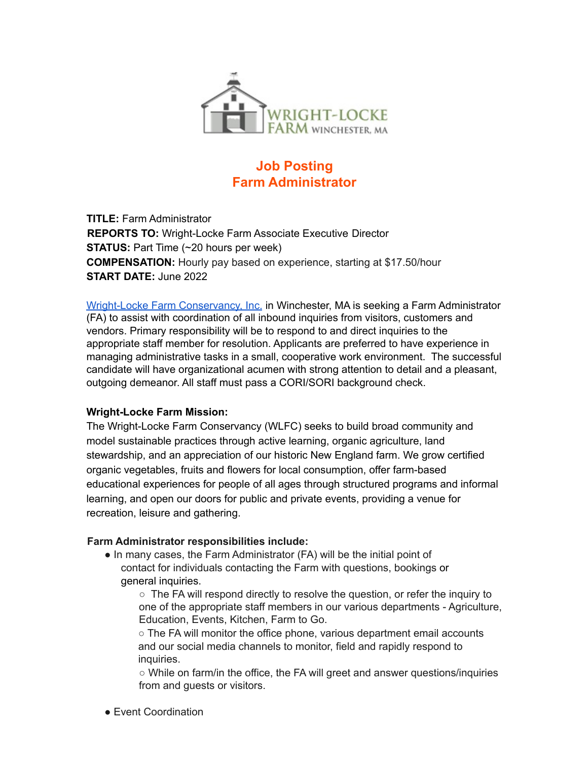WRIGHT-LOCKE FARM WINCHESTER, MA

# Job Posting
# Farm Administrator

**TITLE:** Farm Administrator
**REPORTS TO:** Wright-Locke Farm Associate Executive Director
**STATUS:** Part Time (~20 hours per week)
**COMPENSATION:** Hourly pay based on experience, starting at $17.50/hour
**START DATE:** June 2022

Wright-Locke Farm Conservancy, Inc. in Winchester, MA is seeking a Farm Administrator (FA) to assist with coordination of all inbound inquiries from visitors, customers and vendors. Primary responsibility will be to respond to and direct inquiries to the appropriate staff member for resolution. Applicants are preferred to have experience in managing administrative tasks in a small, cooperative work environment. The successful candidate will have organizational acumen with strong attention to detail and a pleasant, outgoing demeanor. All staff must pass a CORI/SORI background check.

**Wright-Locke Farm Mission:**

The Wright-Locke Farm Conservancy (WLFC) seeks to build broad community and model sustainable practices through active learning, organic agriculture, land stewardship, and an appreciation of our historic New England farm. We grow certified organic vegetables, fruits and flowers for local consumption, offer farm-based educational experiences for people of all ages through structured programs and informal learning, and open our doors for public and private events, providing a venue for recreation, leisure and gathering.

**Farm Administrator responsibilities include:**

- In many cases, the Farm Administrator (FA) will be the initial point of contact for individuals contacting the Farm with questions, bookings or general inquiries.
  - The FA will respond directly to resolve the question, or refer the inquiry to one of the appropriate staff members in our various departments - Agriculture, Education, Events, Kitchen, Farm to Go.
  - The FA will monitor the office phone, various department email accounts and our social media channels to monitor, field and rapidly respond to inquiries.
  - While on farm/in the office, the FA will greet and answer questions/inquiries from and guests or visitors.
- Event Coordination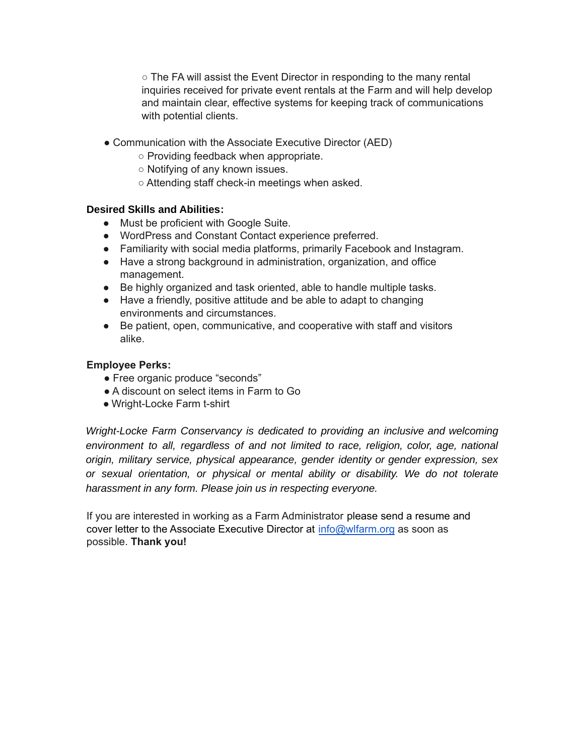- The FA will assist the Event Director in responding to the many rental inquiries received for private event rentals at the Farm and will help develop and maintain clear, effective systems for keeping track of communications with potential clients.

- Communication with the Associate Executive Director (AED)
    - Providing feedback when appropriate.
    - Notifying of any known issues.
    - Attending staff check-in meetings when asked.

**Desired Skills and Abilities:**

- Must be proficient with Google Suite.
- WordPress and Constant Contact experience preferred.
- Familiarity with social media platforms, primarily Facebook and Instagram.
- Have a strong background in administration, organization, and office management.
- Be highly organized and task oriented, able to handle multiple tasks.
- Have a friendly, positive attitude and be able to adapt to changing environments and circumstances.
- Be patient, open, communicative, and cooperative with staff and visitors alike.

**Employee Perks:**

- Free organic produce “seconds”
- A discount on select items in Farm to Go
- Wright-Locke Farm t-shirt

*Wright-Locke Farm Conservancy is dedicated to providing an inclusive and welcoming environment to all, regardless of and not limited to race, religion, color, age, national origin, military service, physical appearance, gender identity or gender expression, sex or sexual orientation, or physical or mental ability or disability. We do not tolerate harassment in any form. Please join us in respecting everyone.*

If you are interested in working as a Farm Administrator please send a resume and cover letter to the Associate Executive Director at [info@wlfarm.org](mailto:info@wlfarm.org) as soon as possible. **Thank you!**